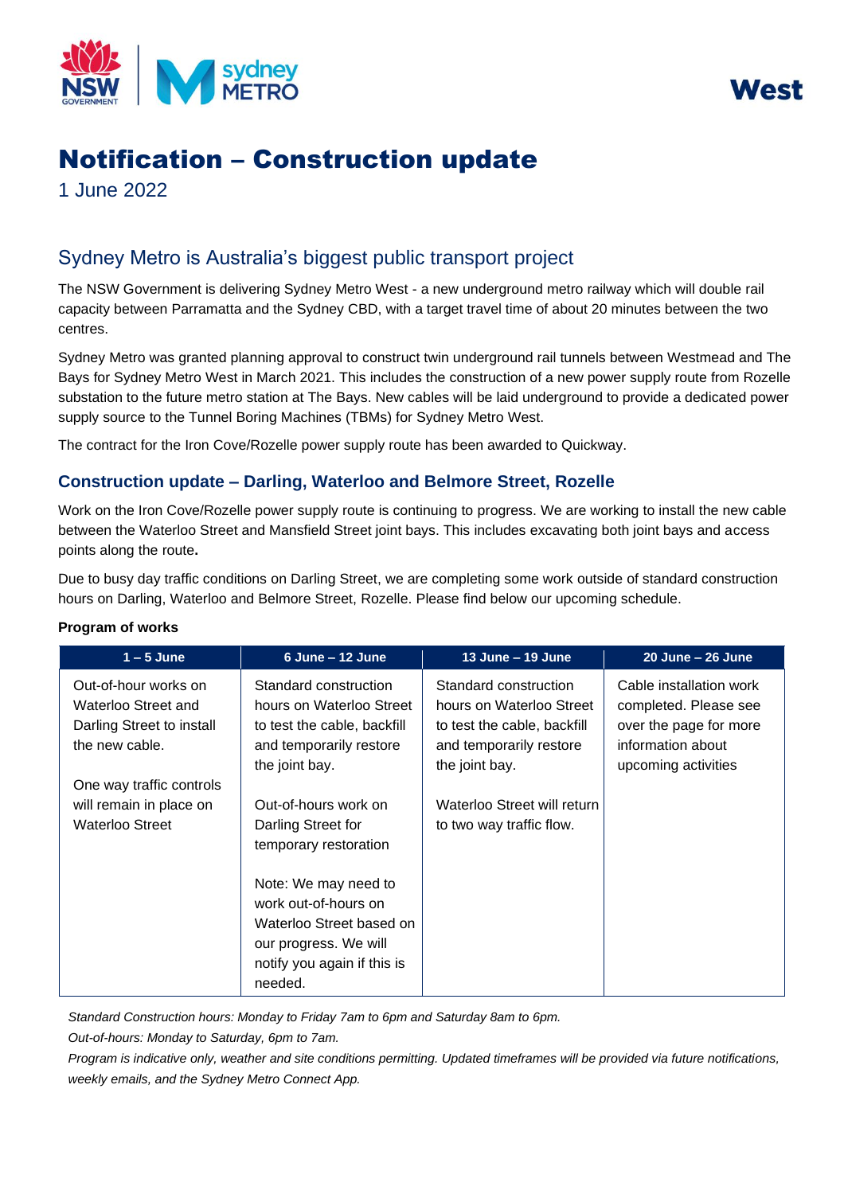West

# Notification – Construction update

1 June 2022

## Sydney Metro is Australia's biggest public transport project

The NSW Government is delivering Sydney Metro West - a new underground metro railway which will double rail capacity between Parramatta and the Sydney CBD, with a target travel time of about 20 minutes between the two centres.

Sydney Metro was granted planning approval to construct twin underground rail tunnels between Westmead and The Bays for Sydney Metro West in March 2021. This includes the construction of a new power supply route from Rozelle substation to the future metro station at The Bays. New cables will be laid underground to provide a dedicated power supply source to the Tunnel Boring Machines (TBMs) for Sydney Metro West.

The contract for the Iron Cove/Rozelle power supply route has been awarded to Quickway.

### Construction update – Darling, Waterloo and Belmore Street, Rozelle

Work on the Iron Cove/Rozelle power supply route is continuing to progress. We are working to install the new cable between the Waterloo Street and Mansfield Street joint bays. This includes excavating both joint bays and access points along the route**.**

Due to busy day traffic conditions on Darling Street, we are completing some work outside of standard construction hours on Darling, Waterloo and Belmore Street, Rozelle. Please find below our upcoming schedule.

**Program of works**

| 1 – 5 June | 6 June – 12 June | 13 June – 19 June | 20 June – 26 June |
|---|---|---|---|
| Out-of-hour works on Waterloo Street and Darling Street to install the new cable.<br><br>One way traffic controls will remain in place on Waterloo Street | Standard construction hours on Waterloo Street to test the cable, backfill and temporarily restore the joint bay.<br><br>Out-of-hours work on Darling Street for temporary restoration<br><br>Note: We may need to work out-of-hours on Waterloo Street based on our progress. We will notify you again if this is needed. | Standard construction hours on Waterloo Street to test the cable, backfill and temporarily restore the joint bay.<br><br>Waterloo Street will return to two way traffic flow. | Cable installation work completed. Please see over the page for more information about upcoming activities |

*Standard Construction hours: Monday to Friday 7am to 6pm and Saturday 8am to 6pm.*

*Out-of-hours: Monday to Saturday, 6pm to 7am.*

*Program is indicative only, weather and site conditions permitting. Updated timeframes will be provided via future notifications, weekly emails, and the Sydney Metro Connect App.*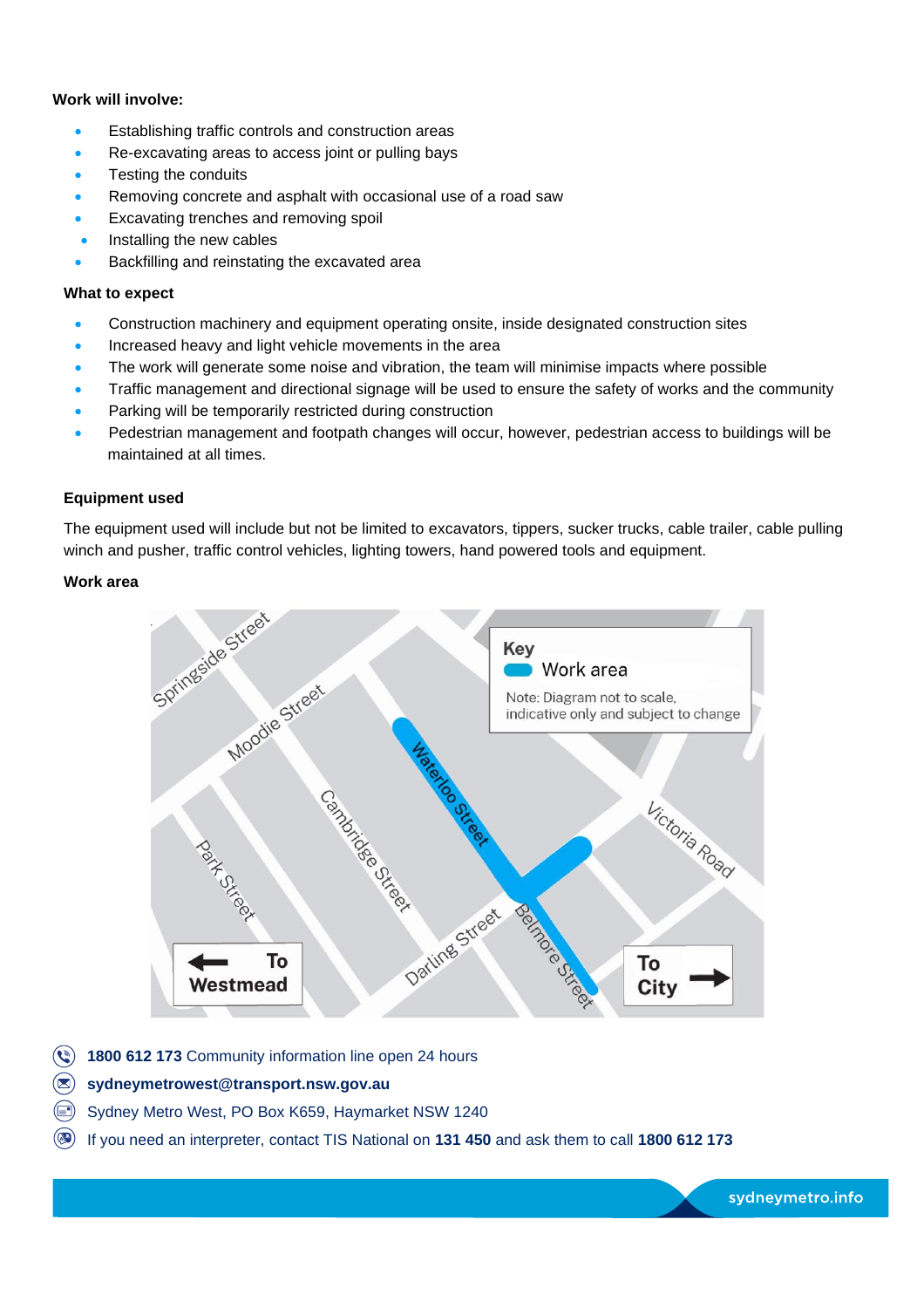**Work will involve:**

- Establishing traffic controls and construction areas
- Re-excavating areas to access joint or pulling bays
- Testing the conduits
- Removing concrete and asphalt with occasional use of a road saw
- Excavating trenches and removing spoil
- Installing the new cables
- Backfilling and reinstating the excavated area

**What to expect**

- Construction machinery and equipment operating onsite, inside designated construction sites
- Increased heavy and light vehicle movements in the area
- The work will generate some noise and vibration, the team will minimise impacts where possible
- Traffic management and directional signage will be used to ensure the safety of works and the community
- Parking will be temporarily restricted during construction
- Pedestrian management and footpath changes will occur, however, pedestrian access to buildings will be maintained at all times.

**Equipment used**

The equipment used will include but not be limited to excavators, tippers, sucker trucks, cable trailer, cable pulling winch and pusher, traffic control vehicles, lighting towers, hand powered tools and equipment.

**Work area**

Key: Work area

Note: Diagram not to scale, indicative only and subject to change

Springside Street, Moodie Street, Park Street, Cambridge Street, Waterloo Street, Darling Street, Belmore Street, Victoria Road

← To Westmead | To City →

**1800 612 173** Community information line open 24 hours

**sydneymetrowest@transport.nsw.gov.au**

Sydney Metro West, PO Box K659, Haymarket NSW 1240

If you need an interpreter, contact TIS National on **131 450** and ask them to call **1800 612 173**

sydneymetro.info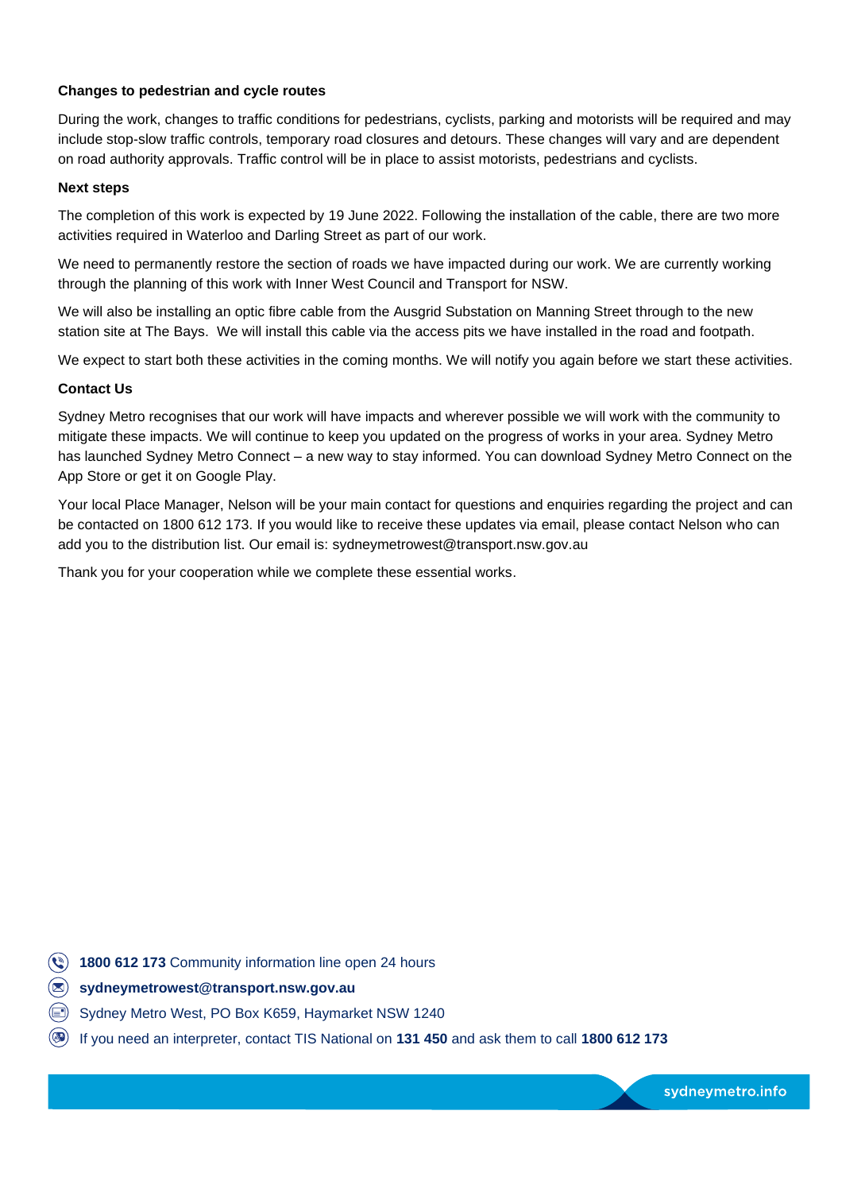**Changes to pedestrian and cycle routes**

During the work, changes to traffic conditions for pedestrians, cyclists, parking and motorists will be required and may include stop-slow traffic controls, temporary road closures and detours. These changes will vary and are dependent on road authority approvals. Traffic control will be in place to assist motorists, pedestrians and cyclists.

**Next steps**

The completion of this work is expected by 19 June 2022. Following the installation of the cable, there are two more activities required in Waterloo and Darling Street as part of our work.

We need to permanently restore the section of roads we have impacted during our work. We are currently working through the planning of this work with Inner West Council and Transport for NSW.

We will also be installing an optic fibre cable from the Ausgrid Substation on Manning Street through to the new station site at The Bays. We will install this cable via the access pits we have installed in the road and footpath.

We expect to start both these activities in the coming months. We will notify you again before we start these activities.

**Contact Us**

Sydney Metro recognises that our work will have impacts and wherever possible we will work with the community to mitigate these impacts. We will continue to keep you updated on the progress of works in your area. Sydney Metro has launched Sydney Metro Connect – a new way to stay informed. You can download Sydney Metro Connect on the App Store or get it on Google Play.

Your local Place Manager, Nelson will be your main contact for questions and enquiries regarding the project and can be contacted on 1800 612 173. If you would like to receive these updates via email, please contact Nelson who can add you to the distribution list. Our email is: sydneymetrowest@transport.nsw.gov.au

Thank you for your cooperation while we complete these essential works.

**1800 612 173** Community information line open 24 hours

**sydneymetrowest@transport.nsw.gov.au**

Sydney Metro West, PO Box K659, Haymarket NSW 1240

If you need an interpreter, contact TIS National on **131 450** and ask them to call **1800 612 173**

sydneymetro.info